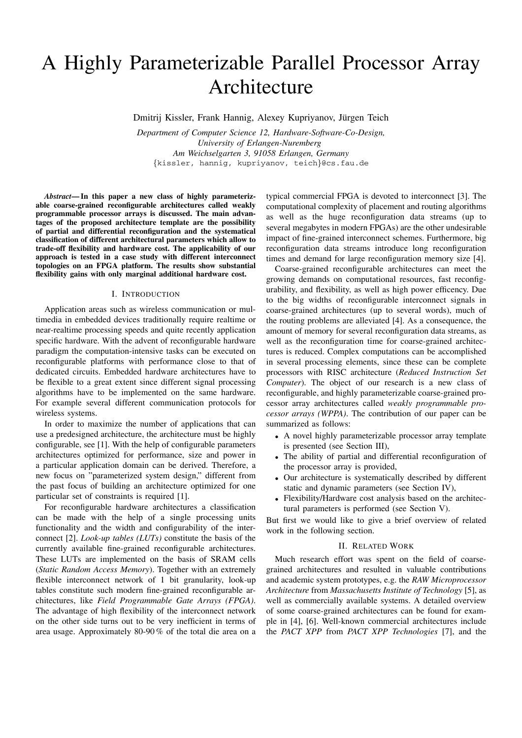# A Highly Parameterizable Parallel Processor Array Architecture

Dmitrij Kissler, Frank Hannig, Alexey Kupriyanov, Jürgen Teich

*Department of Computer Science 12, Hardware-Software-Co-Design,*
*University of Erlangen-Nuremberg*
*Am Weichselgarten 3, 91058 Erlangen, Germany*
{kissler, hannig, kupriyanov, teich}@cs.fau.de

***Abstract*— In this paper a new class of highly parameterizable coarse-grained reconfigurable architectures called weakly programmable processor arrays is discussed. The main advantages of the proposed architecture template are the possibility of partial and differential reconfiguration and the systematical classification of different architectural parameters which allow to trade-off flexibility and hardware cost. The applicability of our approach is tested in a case study with different interconnect topologies on an FPGA platform. The results show substantial flexibility gains with only marginal additional hardware cost.**

## I. Introduction

Application areas such as wireless communication or multimedia in embedded devices traditionally require realtime or near-realtime processing speeds and quite recently application specific hardware. With the advent of reconfigurable hardware paradigm the computation-intensive tasks can be executed on reconfigurable platforms with performance close to that of dedicated circuits. Embedded hardware architectures have to be flexible to a great extent since different signal processing algorithms have to be implemented on the same hardware. For example several different communication protocols for wireless systems.

In order to maximize the number of applications that can use a predesigned architecture, the architecture must be highly configurable, see [1]. With the help of configurable parameters architectures optimized for performance, size and power in a particular application domain can be derived. Therefore, a new focus on "parameterized system design," different from the past focus of building an architecture optimized for one particular set of constraints is required [1].

For reconfigurable hardware architectures a classification can be made with the help of a single processing units functionality and the width and configurability of the interconnect [2]. *Look-up tables (LUTs)* constitute the basis of the currently available fine-grained reconfigurable architectures. These LUTs are implemented on the basis of SRAM cells (*Static Random Access Memory*). Together with an extremely flexible interconnect network of 1 bit granularity, look-up tables constitute such modern fine-grained reconfigurable architectures, like *Field Programmable Gate Arrays (FPGA)*. The advantage of high flexibility of the interconnect network on the other side turns out to be very inefficient in terms of area usage. Approximately 80-90 % of the total die area on a typical commercial FPGA is devoted to interconnect [3]. The computational complexity of placement and routing algorithms as well as the huge reconfiguration data streams (up to several megabytes in modern FPGAs) are the other undesirable impact of fine-grained interconnect schemes. Furthermore, big reconfiguration data streams introduce long reconfiguration times and demand for large reconfiguration memory size [4].

Coarse-grained reconfigurable architectures can meet the growing demands on computational resources, fast reconfigurability, and flexibility, as well as high power efficency. Due to the big widths of reconfigurable interconnect signals in coarse-grained architectures (up to several words), much of the routing problems are alleviated [4]. As a consequence, the amount of memory for several reconfiguration data streams, as well as the reconfiguration time for coarse-grained architectures is reduced. Complex computations can be accomplished in several processing elements, since these can be complete processors with RISC architecture (*Reduced Instruction Set Computer*). The object of our research is a new class of reconfigurable, and highly parameterizable coarse-grained processor array architectures called *weakly programmable processor arrays (WPPA)*. The contribution of our paper can be summarized as follows:

- A novel highly parameterizable processor array template is presented (see Section III),
- The ability of partial and differential reconfiguration of the processor array is provided,
- Our architecture is systematically described by different static and dynamic parameters (see Section IV),
- Flexibility/Hardware cost analysis based on the architectural parameters is performed (see Section V).

But first we would like to give a brief overview of related work in the following section.

## II. Related Work

Much research effort was spent on the field of coarse-grained architectures and resulted in valuable contributions and academic system prototypes, e.g. the *RAW Microprocessor Architecture* from *Massachusetts Institute of Technology* [5], as well as commercially available systems. A detailed overview of some coarse-grained architectures can be found for example in [4], [6]. Well-known commercial architectures include the *PACT XPP* from *PACT XPP Technologies* [7], and the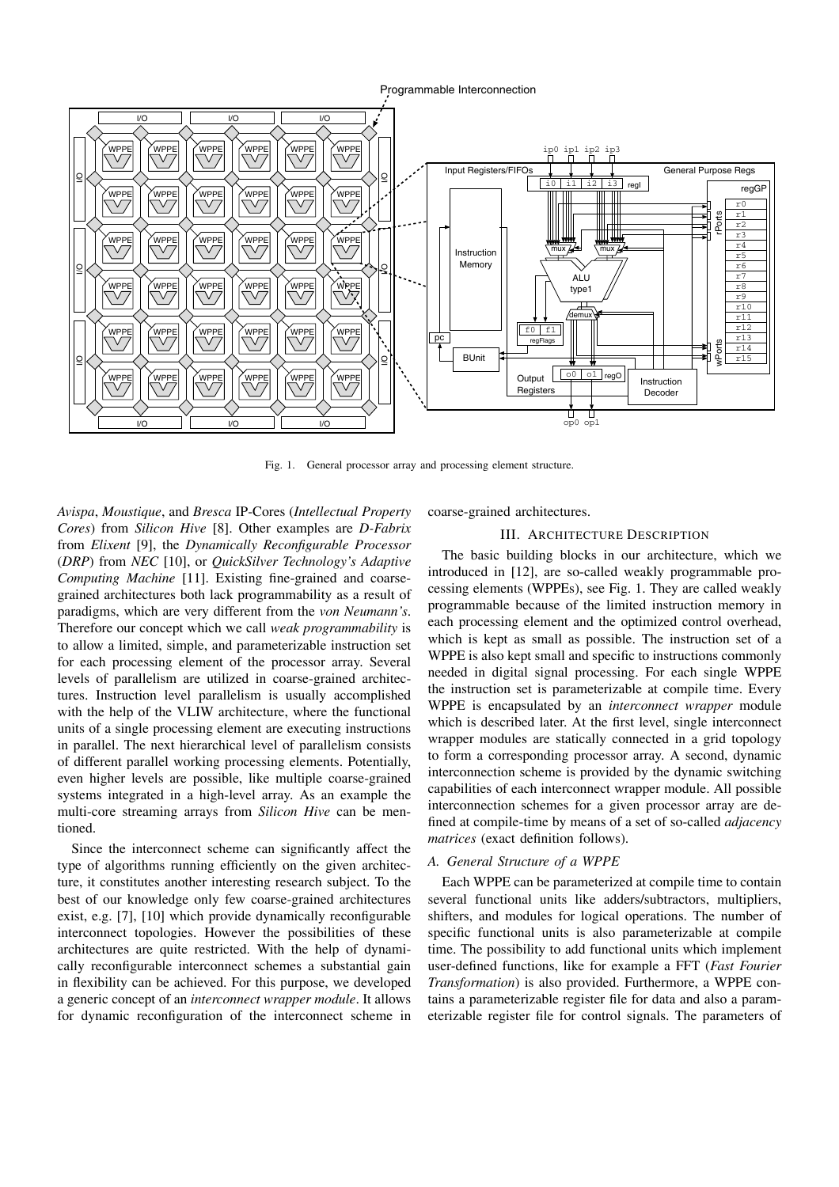Fig. 1. General processor array and processing element structure.

*Avispa*, *Moustique*, and *Bresca* IP-Cores (*Intellectual Property Cores*) from *Silicon Hive* [8]. Other examples are *D-Fabrix* from *Elixent* [9], the *Dynamically Reconfigurable Processor* (*DRP*) from *NEC* [10], or *QuickSilver Technology's Adaptive Computing Machine* [11]. Existing fine-grained and coarse-grained architectures both lack programmability as a result of paradigms, which are very different from the *von Neumann's*. Therefore our concept which we call *weak programmability* is to allow a limited, simple, and parameterizable instruction set for each processing element of the processor array. Several levels of parallelism are utilized in coarse-grained architectures. Instruction level parallelism is usually accomplished with the help of the VLIW architecture, where the functional units of a single processing element are executing instructions in parallel. The next hierarchical level of parallelism consists of different parallel working processing elements. Potentially, even higher levels are possible, like multiple coarse-grained systems integrated in a high-level array. As an example the multi-core streaming arrays from *Silicon Hive* can be mentioned.

Since the interconnect scheme can significantly affect the type of algorithms running efficiently on the given architecture, it constitutes another interesting research subject. To the best of our knowledge only few coarse-grained architectures exist, e.g. [7], [10] which provide dynamically reconfigurable interconnect topologies. However the possibilities of these architectures are quite restricted. With the help of dynamically reconfigurable interconnect schemes a substantial gain in flexibility can be achieved. For this purpose, we developed a generic concept of an *interconnect wrapper module*. It allows for dynamic reconfiguration of the interconnect scheme in coarse-grained architectures.

## III. Architecture Description

The basic building blocks in our architecture, which we introduced in [12], are so-called weakly programmable processing elements (WPPEs), see Fig. 1. They are called weakly programmable because of the limited instruction memory in each processing element and the optimized control overhead, which is kept as small as possible. The instruction set of a WPPE is also kept small and specific to instructions commonly needed in digital signal processing. For each single WPPE the instruction set is parameterizable at compile time. Every WPPE is encapsulated by an *interconnect wrapper* module which is described later. At the first level, single interconnect wrapper modules are statically connected in a grid topology to form a corresponding processor array. A second, dynamic interconnection scheme is provided by the dynamic switching capabilities of each interconnect wrapper module. All possible interconnection schemes for a given processor array are defined at compile-time by means of a set of so-called *adjacency matrices* (exact definition follows).

### A. General Structure of a WPPE

Each WPPE can be parameterized at compile time to contain several functional units like adders/subtractors, multipliers, shifters, and modules for logical operations. The number of specific functional units is also parameterizable at compile time. The possibility to add functional units which implement user-defined functions, like for example a FFT (*Fast Fourier Transformation*) is also provided. Furthermore, a WPPE contains a parameterizable register file for data and also a parameterizable register file for control signals. The parameters of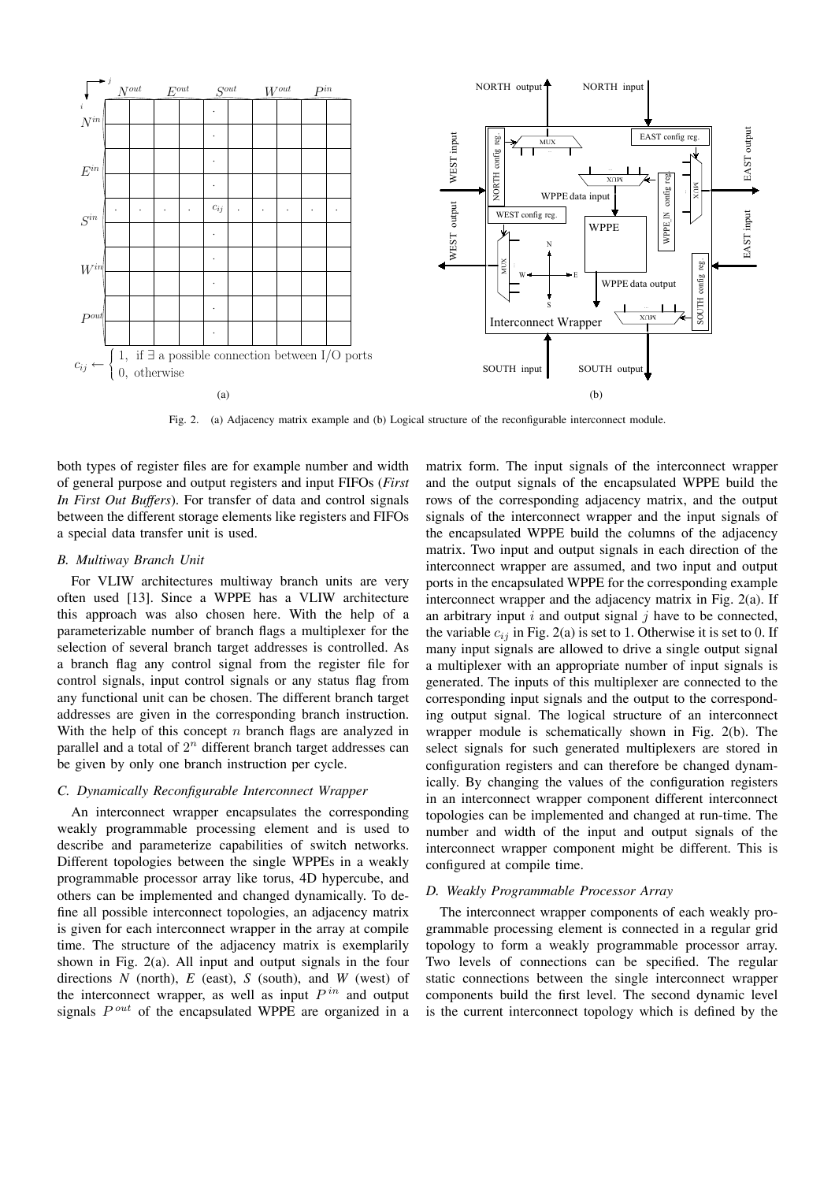Fig. 2. (a) Adjacency matrix example and (b) Logical structure of the reconfigurable interconnect module.

both types of register files are for example number and width of general purpose and output registers and input FIFOs (*First In First Out Buffers*). For transfer of data and control signals between the different storage elements like registers and FIFOs a special data transfer unit is used.

### B. Multiway Branch Unit

For VLIW architectures multiway branch units are very often used [13]. Since a WPPE has a VLIW architecture this approach was also chosen here. With the help of a parameterizable number of branch flags a multiplexer for the selection of several branch target addresses is controlled. As a branch flag any control signal from the register file for control signals, input control signals or any status flag from any functional unit can be chosen. The different branch target addresses are given in the corresponding branch instruction. With the help of this concept $n$ branch flags are analyzed in parallel and a total of $2^n$ different branch target addresses can be given by only one branch instruction per cycle.

### C. Dynamically Reconfigurable Interconnect Wrapper

An interconnect wrapper encapsulates the corresponding weakly programmable processing element and is used to describe and parameterize capabilities of switch networks. Different topologies between the single WPPEs in a weakly programmable processor array like torus, 4D hypercube, and others can be implemented and changed dynamically. To define all possible interconnect topologies, an adjacency matrix is given for each interconnect wrapper in the array at compile time. The structure of the adjacency matrix is exemplarily shown in Fig. 2(a). All input and output signals in the four directions *N* (north), *E* (east), *S* (south), and *W* (west) of the interconnect wrapper, as well as input $P^{in}$ and output signals $P^{out}$ of the encapsulated WPPE are organized in a matrix form. The input signals of the interconnect wrapper and the output signals of the encapsulated WPPE build the rows of the corresponding adjacency matrix, and the output signals of the interconnect wrapper and the input signals of the encapsulated WPPE build the columns of the adjacency matrix. Two input and output signals in each direction of the interconnect wrapper are assumed, and two input and output ports in the encapsulated WPPE for the corresponding example interconnect wrapper and the adjacency matrix in Fig. 2(a). If an arbitrary input $i$ and output signal $j$ have to be connected, the variable $c_{ij}$ in Fig. 2(a) is set to 1. Otherwise it is set to 0. If many input signals are allowed to drive a single output signal a multiplexer with an appropriate number of input signals is generated. The inputs of this multiplexer are connected to the corresponding input signals and the output to the corresponding output signal. The logical structure of an interconnect wrapper module is schematically shown in Fig. 2(b). The select signals for such generated multiplexers are stored in configuration registers and can therefore be changed dynamically. By changing the values of the configuration registers in an interconnect wrapper component different interconnect topologies can be implemented and changed at run-time. The number and width of the input and output signals of the interconnect wrapper component might be different. This is configured at compile time.

### D. Weakly Programmable Processor Array

The interconnect wrapper components of each weakly programmable processing element is connected in a regular grid topology to form a weakly programmable processor array. Two levels of connections can be specified. The regular static connections between the single interconnect wrapper components build the first level. The second dynamic level is the current interconnect topology which is defined by the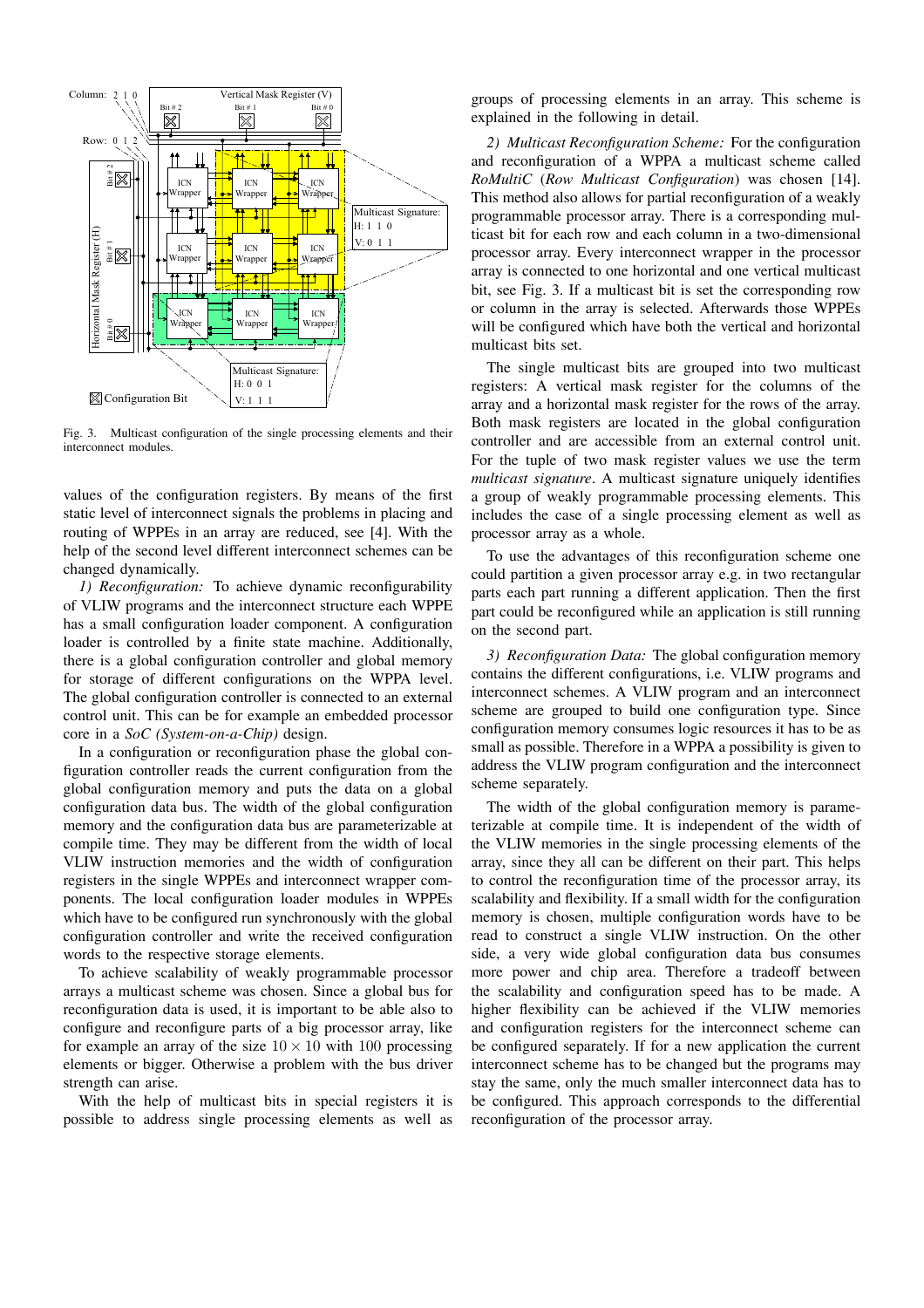Fig. 3. Multicast configuration of the single processing elements and their interconnect modules.

values of the configuration registers. By means of the first static level of interconnect signals the problems in placing and routing of WPPEs in an array are reduced, see [4]. With the help of the second level different interconnect schemes can be changed dynamically.

*1) Reconfiguration:* To achieve dynamic reconfigurability of VLIW programs and the interconnect structure each WPPE has a small configuration loader component. A configuration loader is controlled by a finite state machine. Additionally, there is a global configuration controller and global memory for storage of different configurations on the WPPA level. The global configuration controller is connected to an external control unit. This can be for example an embedded processor core in a *SoC (System-on-a-Chip)* design.

In a configuration or reconfiguration phase the global configuration controller reads the current configuration from the global configuration memory and puts the data on a global configuration data bus. The width of the global configuration memory and the configuration data bus are parameterizable at compile time. They may be different from the width of local VLIW instruction memories and the width of configuration registers in the single WPPEs and interconnect wrapper components. The local configuration loader modules in WPPEs which have to be configured run synchronously with the global configuration controller and write the received configuration words to the respective storage elements.

To achieve scalability of weakly programmable processor arrays a multicast scheme was chosen. Since a global bus for reconfiguration data is used, it is important to be able also to configure and reconfigure parts of a big processor array, like for example an array of the size $10 \times 10$ with 100 processing elements or bigger. Otherwise a problem with the bus driver strength can arise.

With the help of multicast bits in special registers it is possible to address single processing elements as well as groups of processing elements in an array. This scheme is explained in the following in detail.

*2) Multicast Reconfiguration Scheme:* For the configuration and reconfiguration of a WPPA a multicast scheme called *RoMultiC* (*Row Multicast Configuration*) was chosen [14]. This method also allows for partial reconfiguration of a weakly programmable processor array. There is a corresponding multicast bit for each row and each column in a two-dimensional processor array. Every interconnect wrapper in the processor array is connected to one horizontal and one vertical multicast bit, see Fig. 3. If a multicast bit is set the corresponding row or column in the array is selected. Afterwards those WPPEs will be configured which have both the vertical and horizontal multicast bits set.

The single multicast bits are grouped into two multicast registers: A vertical mask register for the columns of the array and a horizontal mask register for the rows of the array. Both mask registers are located in the global configuration controller and are accessible from an external control unit. For the tuple of two mask register values we use the term *multicast signature*. A multicast signature uniquely identifies a group of weakly programmable processing elements. This includes the case of a single processing element as well as processor array as a whole.

To use the advantages of this reconfiguration scheme one could partition a given processor array e.g. in two rectangular parts each part running a different application. Then the first part could be reconfigured while an application is still running on the second part.

*3) Reconfiguration Data:* The global configuration memory contains the different configurations, i.e. VLIW programs and interconnect schemes. A VLIW program and an interconnect scheme are grouped to build one configuration type. Since configuration memory consumes logic resources it has to be as small as possible. Therefore in a WPPA a possibility is given to address the VLIW program configuration and the interconnect scheme separately.

The width of the global configuration memory is parameterizable at compile time. It is independent of the width of the VLIW memories in the single processing elements of the array, since they all can be different on their part. This helps to control the reconfiguration time of the processor array, its scalability and flexibility. If a small width for the configuration memory is chosen, multiple configuration words have to be read to construct a single VLIW instruction. On the other side, a very wide global configuration data bus consumes more power and chip area. Therefore a tradeoff between the scalability and configuration speed has to be made. A higher flexibility can be achieved if the VLIW memories and configuration registers for the interconnect scheme can be configured separately. If for a new application the current interconnect scheme has to be changed but the programs may stay the same, only the much smaller interconnect data has to be configured. This approach corresponds to the differential reconfiguration of the processor array.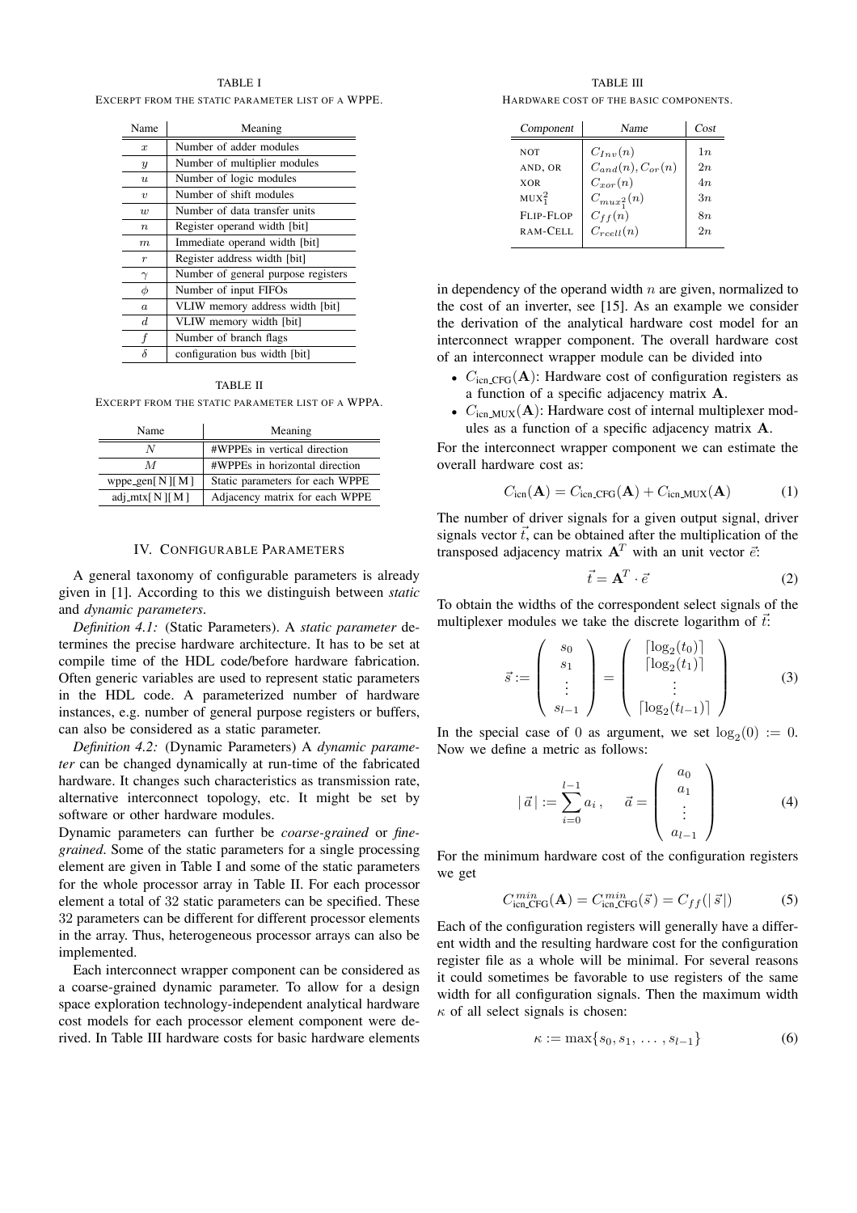TABLE I
EXCERPT FROM THE STATIC PARAMETER LIST OF A WPPE.

| Name | Meaning |
|---|---|
| $x$ | Number of adder modules |
| $y$ | Number of multiplier modules |
| $u$ | Number of logic modules |
| $v$ | Number of shift modules |
| $w$ | Number of data transfer units |
| $n$ | Register operand width [bit] |
| $m$ | Immediate operand width [bit] |
| $r$ | Register address width [bit] |
| $\gamma$ | Number of general purpose registers |
| $\phi$ | Number of input FIFOs |
| $a$ | VLIW memory address width [bit] |
| $d$ | VLIW memory width [bit] |
| $f$ | Number of branch flags |
| $\delta$ | configuration bus width [bit] |

TABLE II
EXCERPT FROM THE STATIC PARAMETER LIST OF A WPPA.

| Name | Meaning |
|---|---|
| $N$ | #WPPEs in vertical direction |
| $M$ | #WPPEs in horizontal direction |
| wppe_gen[ N ][ M ] | Static parameters for each WPPE |
| adj_mtx[ N ][ M ] | Adjacency matrix for each WPPE |

## IV. CONFIGURABLE PARAMETERS

A general taxonomy of configurable parameters is already given in [1]. According to this we distinguish between *static* and *dynamic parameters*.

*Definition 4.1:* (Static Parameters). A *static parameter* determines the precise hardware architecture. It has to be set at compile time of the HDL code/before hardware fabrication. Often generic variables are used to represent static parameters in the HDL code. A parameterized number of hardware instances, e.g. number of general purpose registers or buffers, can also be considered as a static parameter.

*Definition 4.2:* (Dynamic Parameters) A *dynamic parameter* can be changed dynamically at run-time of the fabricated hardware. It changes such characteristics as transmission rate, alternative interconnect topology, etc. It might be set by software or other hardware modules.

Dynamic parameters can further be *coarse-grained* or *fine-grained*. Some of the static parameters for a single processing element are given in Table I and some of the static parameters for the whole processor array in Table II. For each processor element a total of 32 static parameters can be specified. These 32 parameters can be different for different processor elements in the array. Thus, heterogeneous processor arrays can also be implemented.

Each interconnect wrapper component can be considered as a coarse-grained dynamic parameter. To allow for a design space exploration technology-independent analytical hardware cost models for each processor element component were derived. In Table III hardware costs for basic hardware elements in dependency of the operand width $n$ are given, normalized to the cost of an inverter, see [15]. As an example we consider the derivation of the analytical hardware cost model for an interconnect wrapper component. The overall hardware cost of an interconnect wrapper module can be divided into

TABLE III
HARDWARE COST OF THE BASIC COMPONENTS.

| *Component* | *Name* | *Cost* |
|---|---|---|
| NOT | $C_{Inv}(n)$ | $1n$ |
| AND, OR | $C_{and}(n), C_{or}(n)$ | $2n$ |
| XOR | $C_{xor}(n)$ | $4n$ |
| $\text{MUX}_1^2$ | $C_{mux_1^2}(n)$ | $3n$ |
| FLIP-FLOP | $C_{ff}(n)$ | $8n$ |
| RAM-CELL | $C_{rcell}(n)$ | $2n$ |

- $C_{\text{icn\_CFG}}(\mathbf{A})$: Hardware cost of configuration registers as a function of a specific adjacency matrix $\mathbf{A}$.
- $C_{\text{icn\_MUX}}(\mathbf{A})$: Hardware cost of internal multiplexer modules as a function of a specific adjacency matrix $\mathbf{A}$.

For the interconnect wrapper component we can estimate the overall hardware cost as:

$$C_{\text{icn}}(\mathbf{A}) = C_{\text{icn\_CFG}}(\mathbf{A}) + C_{\text{icn\_MUX}}(\mathbf{A}) \tag{1}$$

The number of driver signals for a given output signal, driver signals vector $\vec{t}$, can be obtained after the multiplication of the transposed adjacency matrix $\mathbf{A}^T$ with an unit vector $\vec{e}$:

$$\vec{t} = \mathbf{A}^T \cdot \vec{e} \tag{2}$$

To obtain the widths of the correspondent select signals of the multiplexer modules we take the discrete logarithm of $\vec{t}$:

$$\vec{s} := \begin{pmatrix} s_0 \\ s_1 \\ \vdots \\ s_{l-1} \end{pmatrix} = \begin{pmatrix} \lceil \log_2(t_0) \rceil \\ \lceil \log_2(t_1) \rceil \\ \vdots \\ \lceil \log_2(t_{l-1}) \rceil \end{pmatrix} \tag{3}$$

In the special case of 0 as argument, we set $\log_2(0) := 0$. Now we define a metric as follows:

$$|\,\vec{a}\,| := \sum_{i=0}^{l-1} a_i\,, \qquad \vec{a} = \begin{pmatrix} a_0 \\ a_1 \\ \vdots \\ a_{l-1} \end{pmatrix} \tag{4}$$

For the minimum hardware cost of the configuration registers we get

$$C_{\text{icn\_CFG}}^{min}(\mathbf{A}) = C_{\text{icn\_CFG}}^{min}(\vec{s}) = C_{ff}(|\,\vec{s}\,|) \tag{5}$$

Each of the configuration registers will generally have a different width and the resulting hardware cost for the configuration register file as a whole will be minimal. For several reasons it could sometimes be favorable to use registers of the same width for all configuration signals. Then the maximum width $\kappa$ of all select signals is chosen:

$$\kappa := \max\{s_0, s_1, \ldots, s_{l-1}\} \tag{6}$$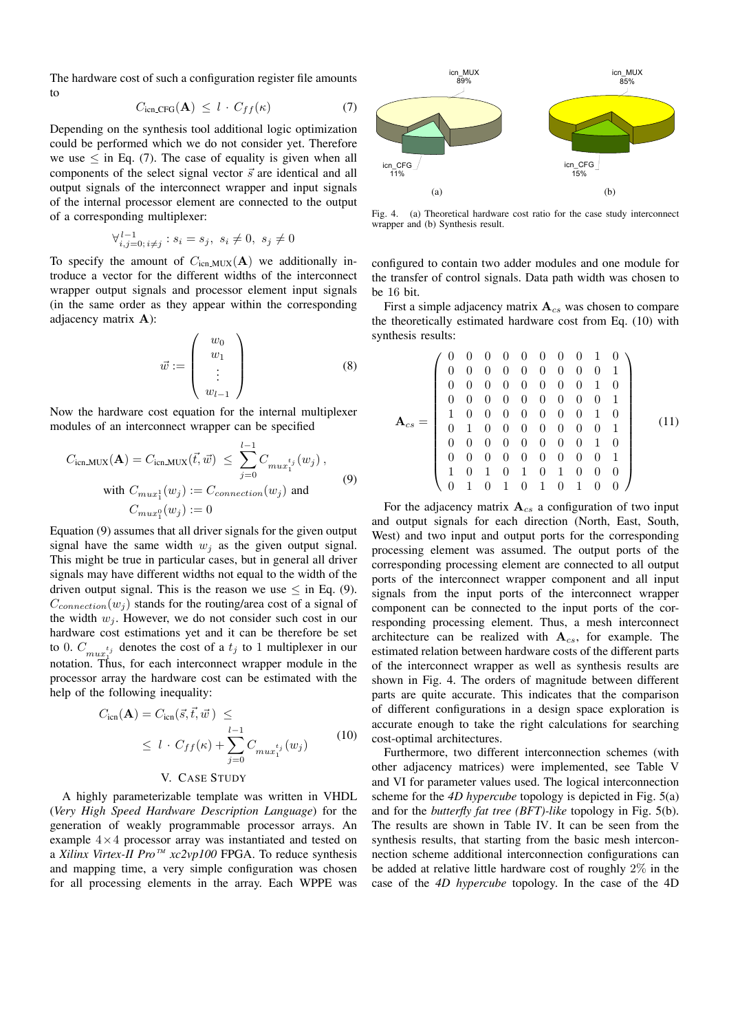The hardware cost of such a configuration register file amounts to

$$C_{\text{icn\_CFG}}(\mathbf{A}) \leq l \cdot C_{ff}(\kappa) \tag{7}$$

Depending on the synthesis tool additional logic optimization could be performed which we do not consider yet. Therefore we use $\leq$ in Eq. (7). The case of equality is given when all components of the select signal vector $\vec{s}$ are identical and all output signals of the interconnect wrapper and input signals of the internal processor element are connected to the output of a corresponding multiplexer:

$$\forall_{i,j=0;\, i \neq j}^{l-1} : s_i = s_j,\; s_i \neq 0,\; s_j \neq 0$$

To specify the amount of $C_{\text{icn\_MUX}}(\mathbf{A})$ we additionally introduce a vector for the different widths of the interconnect wrapper output signals and processor element input signals (in the same order as they appear within the corresponding adjacency matrix $\mathbf{A}$):

$$\vec{w} := \begin{pmatrix} w_0 \\ w_1 \\ \vdots \\ w_{l-1} \end{pmatrix} \tag{8}$$

Now the hardware cost equation for the internal multiplexer modules of an interconnect wrapper can be specified

$$C_{\text{icn\_MUX}}(\mathbf{A}) = C_{\text{icn\_MUX}}(\vec{t}, \vec{w}) \leq \sum_{j=0}^{l-1} C_{mux_1^{t_j}}(w_j)\,, \tag{9}$$
$$\text{with } C_{mux_1^1}(w_j) := C_{connection}(w_j) \text{ and } C_{mux_1^0}(w_j) := 0$$

Equation (9) assumes that all driver signals for the given output signal have the same width $w_j$ as the given output signal. This might be true in particular cases, but in general all driver signals may have different widths not equal to the width of the driven output signal. This is the reason we use $\leq$ in Eq. (9). $C_{connection}(w_j)$ stands for the routing/area cost of a signal of the width $w_j$. However, we do not consider such cost in our hardware cost estimations yet and it can be therefore be set to 0. $C_{mux_1^{t_j}}$ denotes the cost of a $t_j$ to 1 multiplexer in our notation. Thus, for each interconnect wrapper module in the processor array the hardware cost can be estimated with the help of the following inequality:

$$C_{\text{icn}}(\mathbf{A}) = C_{\text{icn}}(\vec{s}, \vec{t}, \vec{w}) \leq \leq l \cdot C_{ff}(\kappa) + \sum_{j=0}^{l-1} C_{mux_1^{t_j}}(w_j) \tag{10}$$

## V. Case Study

A highly parameterizable template was written in VHDL (*Very High Speed Hardware Description Language*) for the generation of weakly programmable processor arrays. An example $4 \times 4$ processor array was instantiated and tested on a *Xilinx Virtex-II Pro™ xc2vp100* FPGA. To reduce synthesis and mapping time, a very simple configuration was chosen for all processing elements in the array. Each WPPE was configured to contain two adder modules and one module for the transfer of control signals. Data path width was chosen to be 16 bit.

Fig. 4. (a) Theoretical hardware cost ratio for the case study interconnect wrapper and (b) Synthesis result.

First a simple adjacency matrix $\mathbf{A}_{cs}$ was chosen to compare the theoretically estimated hardware cost from Eq. (10) with synthesis results:

$$\mathbf{A}_{cs} = \begin{pmatrix} 0 & 0 & 0 & 0 & 0 & 0 & 0 & 0 & 1 & 0 \\ 0 & 0 & 0 & 0 & 0 & 0 & 0 & 0 & 0 & 1 \\ 0 & 0 & 0 & 0 & 0 & 0 & 0 & 0 & 1 & 0 \\ 0 & 0 & 0 & 0 & 0 & 0 & 0 & 0 & 0 & 1 \\ 1 & 0 & 0 & 0 & 0 & 0 & 0 & 0 & 1 & 0 \\ 0 & 1 & 0 & 0 & 0 & 0 & 0 & 0 & 0 & 1 \\ 0 & 0 & 0 & 0 & 0 & 0 & 0 & 0 & 1 & 0 \\ 0 & 0 & 0 & 0 & 0 & 0 & 0 & 0 & 0 & 1 \\ 1 & 0 & 1 & 0 & 1 & 0 & 1 & 0 & 0 & 0 \\ 0 & 1 & 0 & 1 & 0 & 1 & 0 & 1 & 0 & 0 \end{pmatrix} \tag{11}$$

For the adjacency matrix $\mathbf{A}_{cs}$ a configuration of two input and output signals for each direction (North, East, South, West) and two input and output ports for the corresponding processing element was assumed. The output ports of the corresponding processing element are connected to all output ports of the interconnect wrapper component and all input signals from the input ports of the interconnect wrapper component can be connected to the input ports of the corresponding processing element. Thus, a mesh interconnect architecture can be realized with $\mathbf{A}_{cs}$, for example. The estimated relation between hardware costs of the different parts of the interconnect wrapper as well as synthesis results are shown in Fig. 4. The orders of magnitude between different parts are quite accurate. This indicates that the comparison of different configurations in a design space exploration is accurate enough to take the right calculations for searching cost-optimal architectures.

Furthermore, two different interconnection schemes (with other adjacency matrices) were implemented, see Table V and VI for parameter values used. The logical interconnection scheme for the *4D hypercube* topology is depicted in Fig. 5(a) and for the *butterfly fat tree (BFT)-like* topology in Fig. 5(b). The results are shown in Table IV. It can be seen from the synthesis results, that starting from the basic mesh interconnection scheme additional interconnection configurations can be added at relative little hardware cost of roughly $2\%$ in the case of the *4D hypercube* topology. In the case of the 4D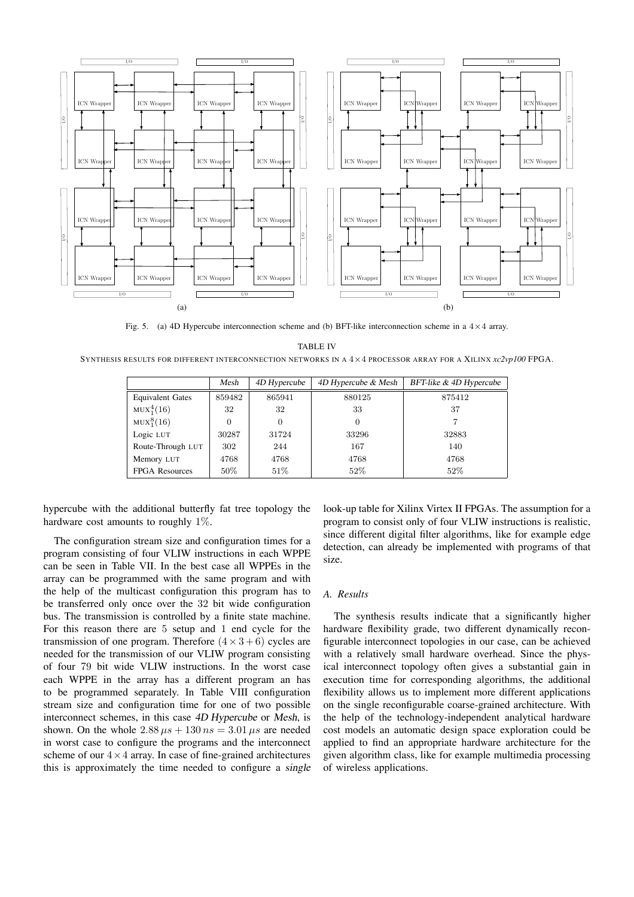Fig. 5. (a) 4D Hypercube interconnection scheme and (b) BFT-like interconnection scheme in a $4 \times 4$ array.

TABLE IV
SYNTHESIS RESULTS FOR DIFFERENT INTERCONNECTION NETWORKS IN A $4 \times 4$ PROCESSOR ARRAY FOR A XILINX *xc2vp100* FPGA.

| | *Mesh* | *4D Hypercube* | *4D Hypercube & Mesh* | *BFT-like & 4D Hypercube* |
|---|---|---|---|---|
| Equivalent Gates | 859482 | 865941 | 880125 | 875412 |
| $\text{MUX}_1^4(16)$ | 32 | 32 | 33 | 37 |
| $\text{MUX}_1^8(16)$ | 0 | 0 | 0 | 7 |
| Logic LUT | 30287 | 31724 | 33296 | 32883 |
| Route-Through LUT | 302 | 244 | 167 | 140 |
| Memory LUT | 4768 | 4768 | 4768 | 4768 |
| FPGA Resources | 50% | 51% | 52% | 52% |

hypercube with the additional butterfly fat tree topology the hardware cost amounts to roughly 1%.

The configuration stream size and configuration times for a program consisting of four VLIW instructions in each WPPE can be seen in Table VII. In the best case all WPPEs in the array can be programmed with the same program and with the help of the multicast configuration this program has to be transferred only once over the 32 bit wide configuration bus. The transmission is controlled by a finite state machine. For this reason there are 5 setup and 1 end cycle for the transmission of one program. Therefore $(4 \times 3 + 6)$ cycles are needed for the transmission of our VLIW program consisting of four 79 bit wide VLIW instructions. In the worst case each WPPE in the array has a different program an has to be programmed separately. In Table VIII configuration stream size and configuration time for one of two possible interconnect schemes, in this case *4D Hypercube* or *Mesh*, is shown. On the whole $2.88\,\mu s + 130\,ns = 3.01\,\mu s$ are needed in worst case to configure the programs and the interconnect scheme of our $4 \times 4$ array. In case of fine-grained architectures this is approximately the time needed to configure a *single* look-up table for Xilinx Virtex II FPGAs. The assumption for a program to consist only of four VLIW instructions is realistic, since different digital filter algorithms, like for example edge detection, can already be implemented with programs of that size.

### A. Results

The synthesis results indicate that a significantly higher hardware flexibility grade, two different dynamically reconfigurable interconnect topologies in our case, can be achieved with a relatively small hardware overhead. Since the physical interconnect topology often gives a substantial gain in execution time for corresponding algorithms, the additional flexibility allows us to implement more different applications on the single reconfigurable coarse-grained architecture. With the help of the technology-independent analytical hardware cost models an automatic design space exploration could be applied to find an appropriate hardware architecture for the given algorithm class, like for example multimedia processing of wireless applications.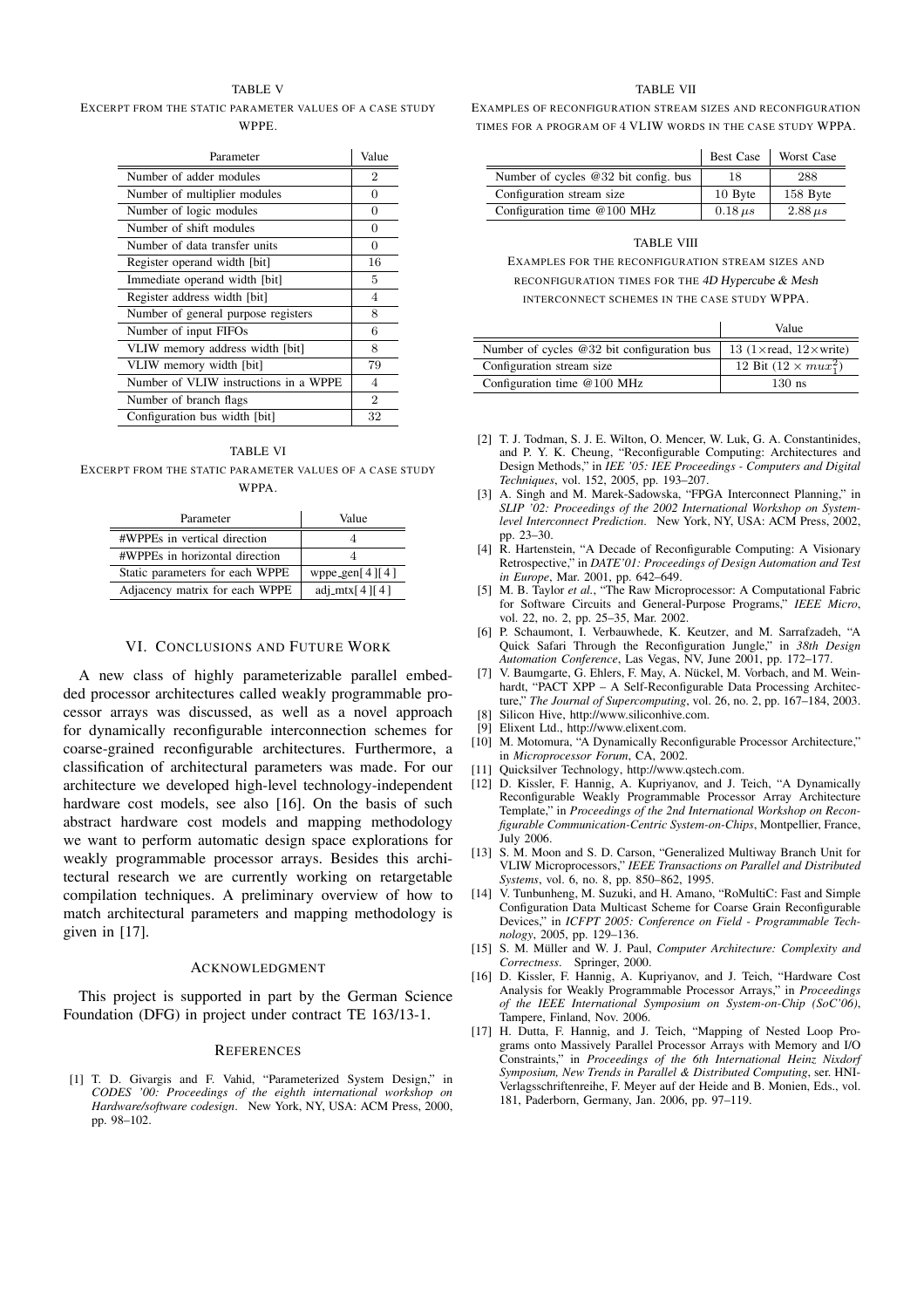TABLE V

EXCERPT FROM THE STATIC PARAMETER VALUES OF A CASE STUDY WPPE.

| Parameter | Value |
|---|---|
| Number of adder modules | 2 |
| Number of multiplier modules | 0 |
| Number of logic modules | 0 |
| Number of shift modules | 0 |
| Number of data transfer units | 0 |
| Register operand width [bit] | 16 |
| Immediate operand width [bit] | 5 |
| Register address width [bit] | 4 |
| Number of general purpose registers | 8 |
| Number of input FIFOs | 6 |
| VLIW memory address width [bit] | 8 |
| VLIW memory width [bit] | 79 |
| Number of VLIW instructions in a WPPE | 4 |
| Number of branch flags | 2 |
| Configuration bus width [bit] | 32 |

TABLE VI

EXCERPT FROM THE STATIC PARAMETER VALUES OF A CASE STUDY WPPA.

| Parameter | Value |
|---|---|
| #WPPEs in vertical direction | 4 |
| #WPPEs in horizontal direction | 4 |
| Static parameters for each WPPE | wppe_gen[4][4] |
| Adjacency matrix for each WPPE | adj_mtx[4][4] |

TABLE VII

EXAMPLES OF RECONFIGURATION STREAM SIZES AND RECONFIGURATION TIMES FOR A PROGRAM OF 4 VLIW WORDS IN THE CASE STUDY WPPA.

| | Best Case | Worst Case |
|---|---|---|
| Number of cycles @32 bit config. bus | 18 | 288 |
| Configuration stream size | 10 Byte | 158 Byte |
| Configuration time @100 MHz | $0.18\,\mu s$ | $2.88\,\mu s$ |

TABLE VIII

EXAMPLES FOR THE RECONFIGURATION STREAM SIZES AND RECONFIGURATION TIMES FOR THE *4D Hypercube & Mesh* INTERCONNECT SCHEMES IN THE CASE STUDY WPPA.

| | Value |
|---|---|
| Number of cycles @32 bit configuration bus | 13 ($1\times$read, $12\times$write) |
| Configuration stream size | 12 Bit ($12 \times mux_1^2$) |
| Configuration time @100 MHz | 130 ns |

## VI. CONCLUSIONS AND FUTURE WORK

A new class of highly parameterizable parallel embedded processor architectures called weakly programmable processor arrays was discussed, as well as a novel approach for dynamically reconfigurable interconnection schemes for coarse-grained reconfigurable architectures. Furthermore, a classification of architectural parameters was made. For our architecture we developed high-level technology-independent hardware cost models, see also [16]. On the basis of such abstract hardware cost models and mapping methodology we want to perform automatic design space explorations for weakly programmable processor arrays. Besides this architectural research we are currently working on retargetable compilation techniques. A preliminary overview of how to match architectural parameters and mapping methodology is given in [17].

## ACKNOWLEDGMENT

This project is supported in part by the German Science Foundation (DFG) in project under contract TE 163/13-1.

## REFERENCES

[1] T. D. Givargis and F. Vahid, "Parameterized System Design," in *CODES '00: Proceedings of the eighth international workshop on Hardware/software codesign*. New York, NY, USA: ACM Press, 2000, pp. 98–102.

[2] T. J. Todman, S. J. E. Wilton, O. Mencer, W. Luk, G. A. Constantinides, and P. Y. K. Cheung, "Reconfigurable Computing: Architectures and Design Methods," in *IEE '05: IEE Proceedings - Computers and Digital Techniques*, vol. 152, 2005, pp. 193–207.

[3] A. Singh and M. Marek-Sadowska, "FPGA Interconnect Planning," in *SLIP '02: Proceedings of the 2002 International Workshop on System-level Interconnect Prediction*. New York, NY, USA: ACM Press, 2002, pp. 23–30.

[4] R. Hartenstein, "A Decade of Reconfigurable Computing: A Visionary Retrospective," in *DATE'01: Proceedings of Design Automation and Test in Europe*, Mar. 2001, pp. 642–649.

[5] M. B. Taylor *et al.*, "The Raw Microprocessor: A Computational Fabric for Software Circuits and General-Purpose Programs," *IEEE Micro*, vol. 22, no. 2, pp. 25–35, Mar. 2002.

[6] P. Schaumont, I. Verbauwhede, K. Keutzer, and M. Sarrafzadeh, "A Quick Safari Through the Reconfiguration Jungle," in *38th Design Automation Conference*, Las Vegas, NV, June 2001, pp. 172–177.

[7] V. Baumgarte, G. Ehlers, F. May, A. Nückel, M. Vorbach, and M. Weinhardt, "PACT XPP – A Self-Reconfigurable Data Processing Architecture," *The Journal of Supercomputing*, vol. 26, no. 2, pp. 167–184, 2003.

[8] Silicon Hive, http://www.siliconhive.com.

[9] Elixent Ltd., http://www.elixent.com.

[10] M. Motomura, "A Dynamically Reconfigurable Processor Architecture," in *Microprocessor Forum*, CA, 2002.

[11] Quicksilver Technology, http://www.qstech.com.

[12] D. Kissler, F. Hannig, A. Kupriyanov, and J. Teich, "A Dynamically Reconfigurable Weakly Programmable Processor Array Architecture Template," in *Proceedings of the 2nd International Workshop on Reconfigurable Communication-Centric System-on-Chips*, Montpellier, France, July 2006.

[13] S. M. Moon and S. D. Carson, "Generalized Multiway Branch Unit for VLIW Microprocessors," *IEEE Transactions on Parallel and Distributed Systems*, vol. 6, no. 8, pp. 850–862, 1995.

[14] V. Tunbunheng, M. Suzuki, and H. Amano, "RoMultiC: Fast and Simple Configuration Data Multicast Scheme for Coarse Grain Reconfigurable Devices," in *ICFPT 2005: Conference on Field - Programmable Technology*, 2005, pp. 129–136.

[15] S. M. Müller and W. J. Paul, *Computer Architecture: Complexity and Correctness*. Springer, 2000.

[16] D. Kissler, F. Hannig, A. Kupriyanov, and J. Teich, "Hardware Cost Analysis for Weakly Programmable Processor Arrays," in *Proceedings of the IEEE International Symposium on System-on-Chip (SoC'06)*, Tampere, Finland, Nov. 2006.

[17] H. Dutta, F. Hannig, and J. Teich, "Mapping of Nested Loop Programs onto Massively Parallel Processor Arrays with Memory and I/O Constraints," in *Proceedings of the 6th International Heinz Nixdorf Symposium, New Trends in Parallel & Distributed Computing*, ser. HNI-Verlagsschriftenreihe, F. Meyer auf der Heide and B. Monien, Eds., vol. 181, Paderborn, Germany, Jan. 2006, pp. 97–119.